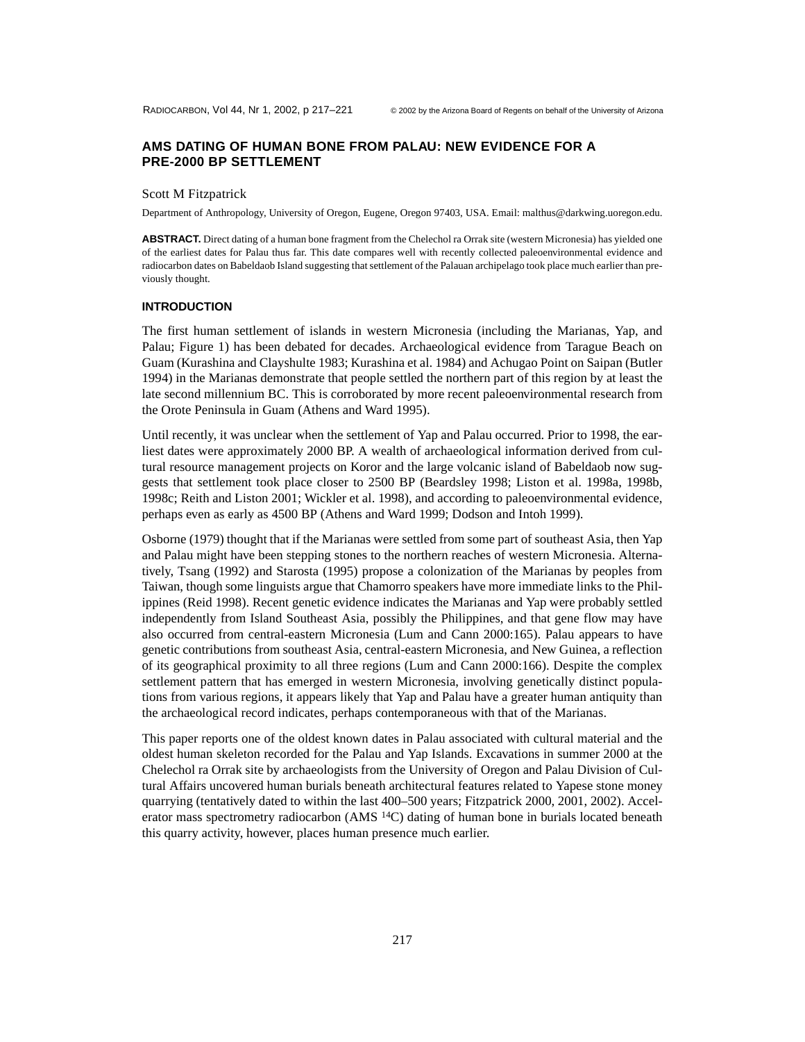# AMS DATING OF HUMAN BONE FROM PALAU: NEW EVIDENCE FOR A PRE-2000 BP SETTLEMENT

Scott M Fitzpatrick

Department of Anthropology, University of Oregon, Eugene, Oregon 97403, USA. Email: malthus@darkwing.uoregon.edu.

**ABSTRACT.** Direct dating of a human bone fragment from the Chelechol ra Orrak site (western Micronesia) has yielded one of the earliest dates for Palau thus far. This date compares well with recently collected paleoenvironmental evidence and radiocarbon dates on Babeldaob Island suggesting that settlement of the Palauan archipelago took place much earlier than previously thought.

## INTRODUCTION

The first human settlement of islands in western Micronesia (including the Marianas, Yap, and Palau; Figure 1) has been debated for decades. Archaeological evidence from Tarague Beach on Guam (Kurashina and Clayshulte 1983; Kurashina et al. 1984) and Achugao Point on Saipan (Butler 1994) in the Marianas demonstrate that people settled the northern part of this region by at least the late second millennium BC. This is corroborated by more recent paleoenvironmental research from the Orote Peninsula in Guam (Athens and Ward 1995).

Until recently, it was unclear when the settlement of Yap and Palau occurred. Prior to 1998, the earliest dates were approximately 2000 BP. A wealth of archaeological information derived from cultural resource management projects on Koror and the large volcanic island of Babeldaob now suggests that settlement took place closer to 2500 BP (Beardsley 1998; Liston et al. 1998a, 1998b, 1998c; Reith and Liston 2001; Wickler et al. 1998), and according to paleoenvironmental evidence, perhaps even as early as 4500 BP (Athens and Ward 1999; Dodson and Intoh 1999).

Osborne (1979) thought that if the Marianas were settled from some part of southeast Asia, then Yap and Palau might have been stepping stones to the northern reaches of western Micronesia. Alternatively, Tsang (1992) and Starosta (1995) propose a colonization of the Marianas by peoples from Taiwan, though some linguists argue that Chamorro speakers have more immediate links to the Philippines (Reid 1998). Recent genetic evidence indicates the Marianas and Yap were probably settled independently from Island Southeast Asia, possibly the Philippines, and that gene flow may have also occurred from central-eastern Micronesia (Lum and Cann 2000:165). Palau appears to have genetic contributions from southeast Asia, central-eastern Micronesia, and New Guinea, a reflection of its geographical proximity to all three regions (Lum and Cann 2000:166). Despite the complex settlement pattern that has emerged in western Micronesia, involving genetically distinct populations from various regions, it appears likely that Yap and Palau have a greater human antiquity than the archaeological record indicates, perhaps contemporaneous with that of the Marianas.

This paper reports one of the oldest known dates in Palau associated with cultural material and the oldest human skeleton recorded for the Palau and Yap Islands. Excavations in summer 2000 at the Chelechol ra Orrak site by archaeologists from the University of Oregon and Palau Division of Cultural Affairs uncovered human burials beneath architectural features related to Yapese stone money quarrying (tentatively dated to within the last 400–500 years; Fitzpatrick 2000, 2001, 2002). Accelerator mass spectrometry radiocarbon (AMS $^{14}C$) dating of human bone in burials located beneath this quarry activity, however, places human presence much earlier.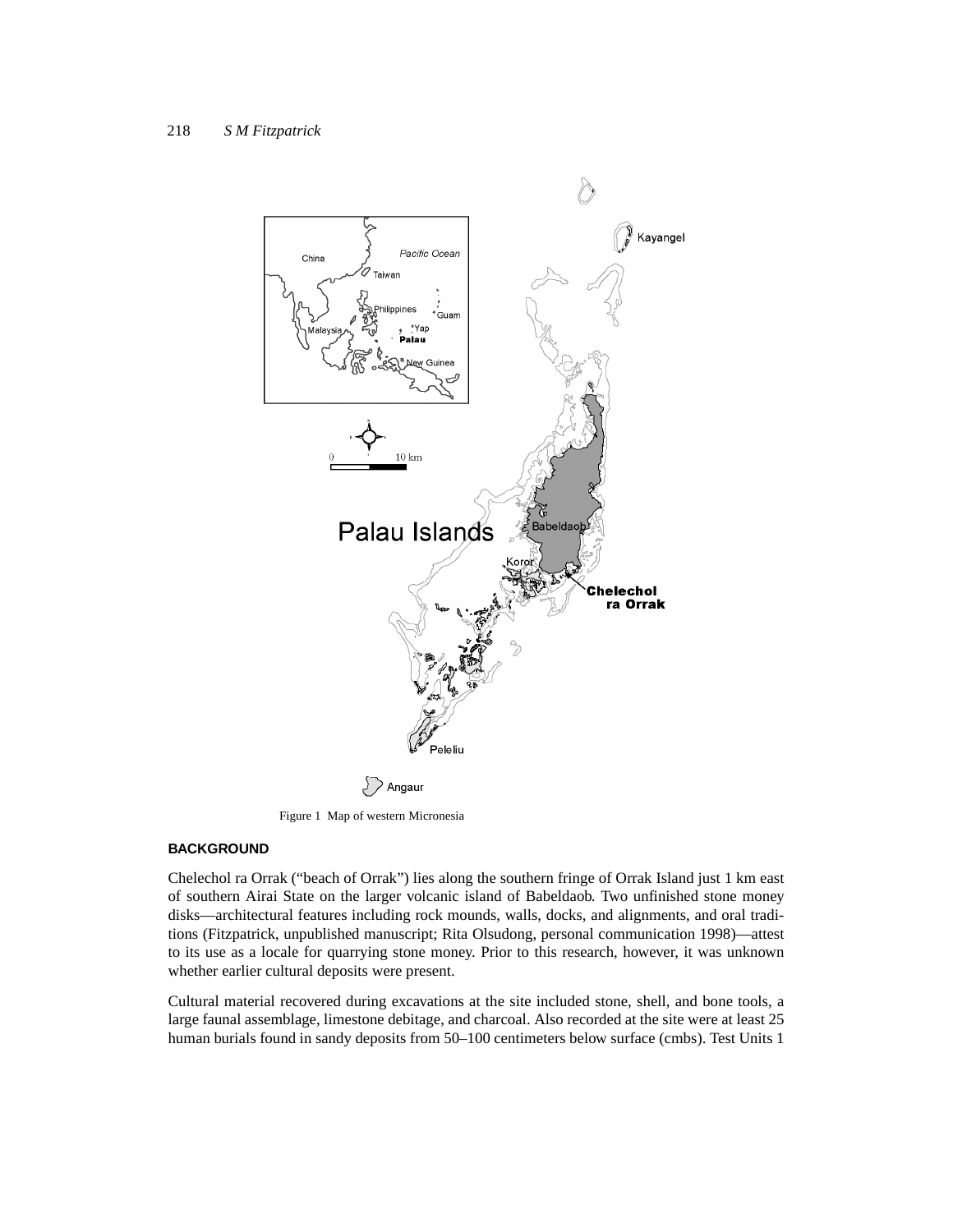Figure 1 Map of western Micronesia

## BACKGROUND

Chelechol ra Orrak ("beach of Orrak") lies along the southern fringe of Orrak Island just 1 km east of southern Airai State on the larger volcanic island of Babeldaob. Two unfinished stone money disks—architectural features including rock mounds, walls, docks, and alignments, and oral traditions (Fitzpatrick, unpublished manuscript; Rita Olsudong, personal communication 1998)—attest to its use as a locale for quarrying stone money. Prior to this research, however, it was unknown whether earlier cultural deposits were present.

Cultural material recovered during excavations at the site included stone, shell, and bone tools, a large faunal assemblage, limestone debitage, and charcoal. Also recorded at the site were at least 25 human burials found in sandy deposits from 50–100 centimeters below surface (cmbs). Test Units 1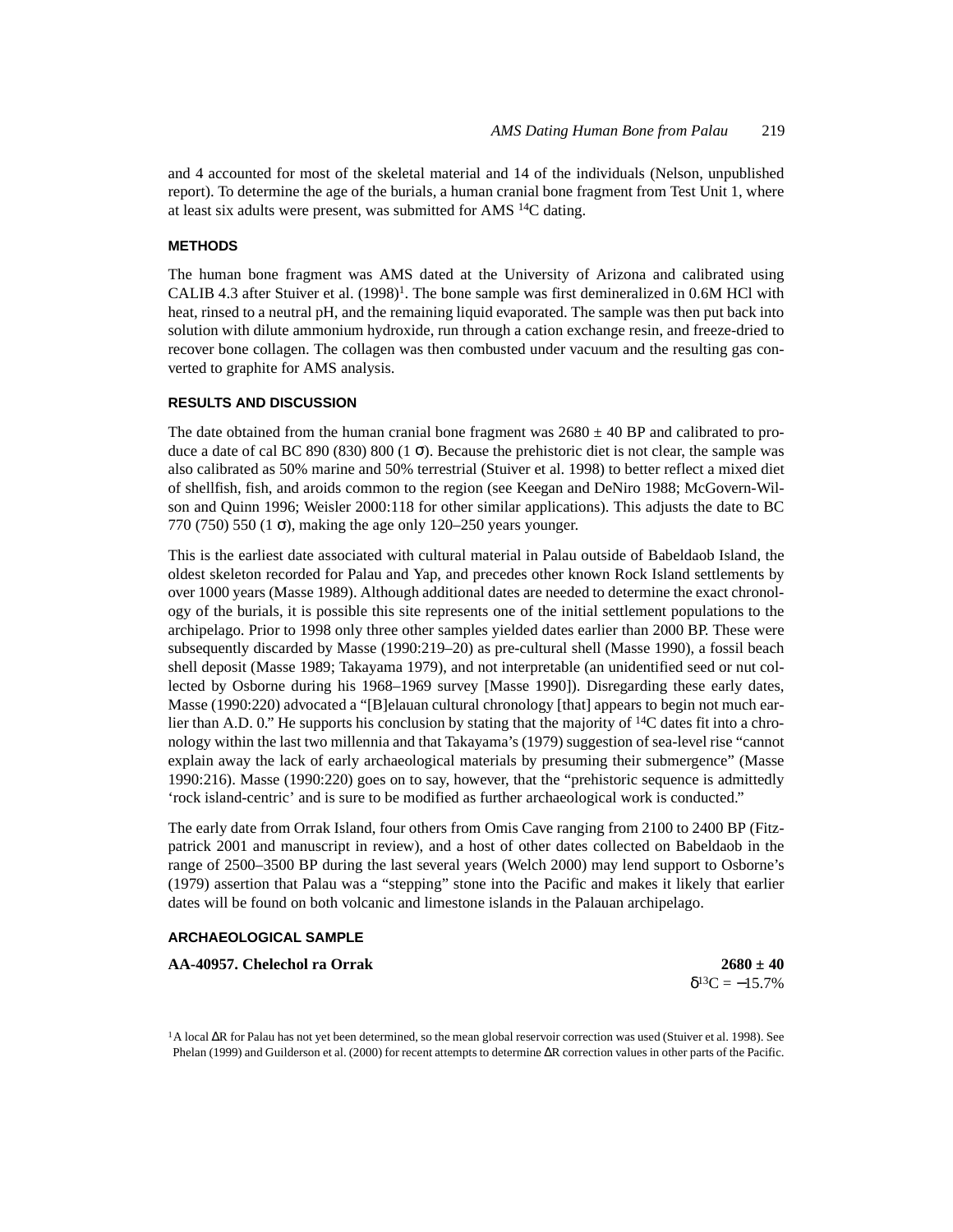and 4 accounted for most of the skeletal material and 14 of the individuals (Nelson, unpublished report). To determine the age of the burials, a human cranial bone fragment from Test Unit 1, where at least six adults were present, was submitted for AMS $^{14}C$ dating.

## METHODS

The human bone fragment was AMS dated at the University of Arizona and calibrated using CALIB 4.3 after Stuiver et al. (1998)[1]. The bone sample was first demineralized in 0.6M HCl with heat, rinsed to a neutral pH, and the remaining liquid evaporated. The sample was then put back into solution with dilute ammonium hydroxide, run through a cation exchange resin, and freeze-dried to recover bone collagen. The collagen was then combusted under vacuum and the resulting gas converted to graphite for AMS analysis.

## RESULTS AND DISCUSSION

The date obtained from the human cranial bone fragment was 2680 ± 40 BP and calibrated to produce a date of cal BC 890 (830) 800 (1 $\sigma$). Because the prehistoric diet is not clear, the sample was also calibrated as 50% marine and 50% terrestrial (Stuiver et al. 1998) to better reflect a mixed diet of shellfish, fish, and aroids common to the region (see Keegan and DeNiro 1988; McGovern-Wilson and Quinn 1996; Weisler 2000:118 for other similar applications). This adjusts the date to BC 770 (750) 550 (1 $\sigma$), making the age only 120–250 years younger.

This is the earliest date associated with cultural material in Palau outside of Babeldaob Island, the oldest skeleton recorded for Palau and Yap, and precedes other known Rock Island settlements by over 1000 years (Masse 1989). Although additional dates are needed to determine the exact chronology of the burials, it is possible this site represents one of the initial settlement populations to the archipelago. Prior to 1998 only three other samples yielded dates earlier than 2000 BP. These were subsequently discarded by Masse (1990:219–20) as pre-cultural shell (Masse 1990), a fossil beach shell deposit (Masse 1989; Takayama 1979), and not interpretable (an unidentified seed or nut collected by Osborne during his 1968–1969 survey [Masse 1990]). Disregarding these early dates, Masse (1990:220) advocated a "[B]elauan cultural chronology [that] appears to begin not much earlier than A.D. 0." He supports his conclusion by stating that the majority of $^{14}C$ dates fit into a chronology within the last two millennia and that Takayama's (1979) suggestion of sea-level rise "cannot explain away the lack of early archaeological materials by presuming their submergence" (Masse 1990:216). Masse (1990:220) goes on to say, however, that the "prehistoric sequence is admittedly 'rock island-centric' and is sure to be modified as further archaeological work is conducted."

The early date from Orrak Island, four others from Omis Cave ranging from 2100 to 2400 BP (Fitzpatrick 2001 and manuscript in review), and a host of other dates collected on Babeldaob in the range of 2500–3500 BP during the last several years (Welch 2000) may lend support to Osborne's (1979) assertion that Palau was a "stepping" stone into the Pacific and makes it likely that earlier dates will be found on both volcanic and limestone islands in the Palauan archipelago.

## ARCHAEOLOGICAL SAMPLE

**AA-40957. Chelechol ra Orrak** **2680 ± 40**

$\delta^{13}C = -15.7\%$

[1] A local $\Delta R$ for Palau has not yet been determined, so the mean global reservoir correction was used (Stuiver et al. 1998). See Phelan (1999) and Guilderson et al. (2000) for recent attempts to determine $\Delta R$ correction values in other parts of the Pacific.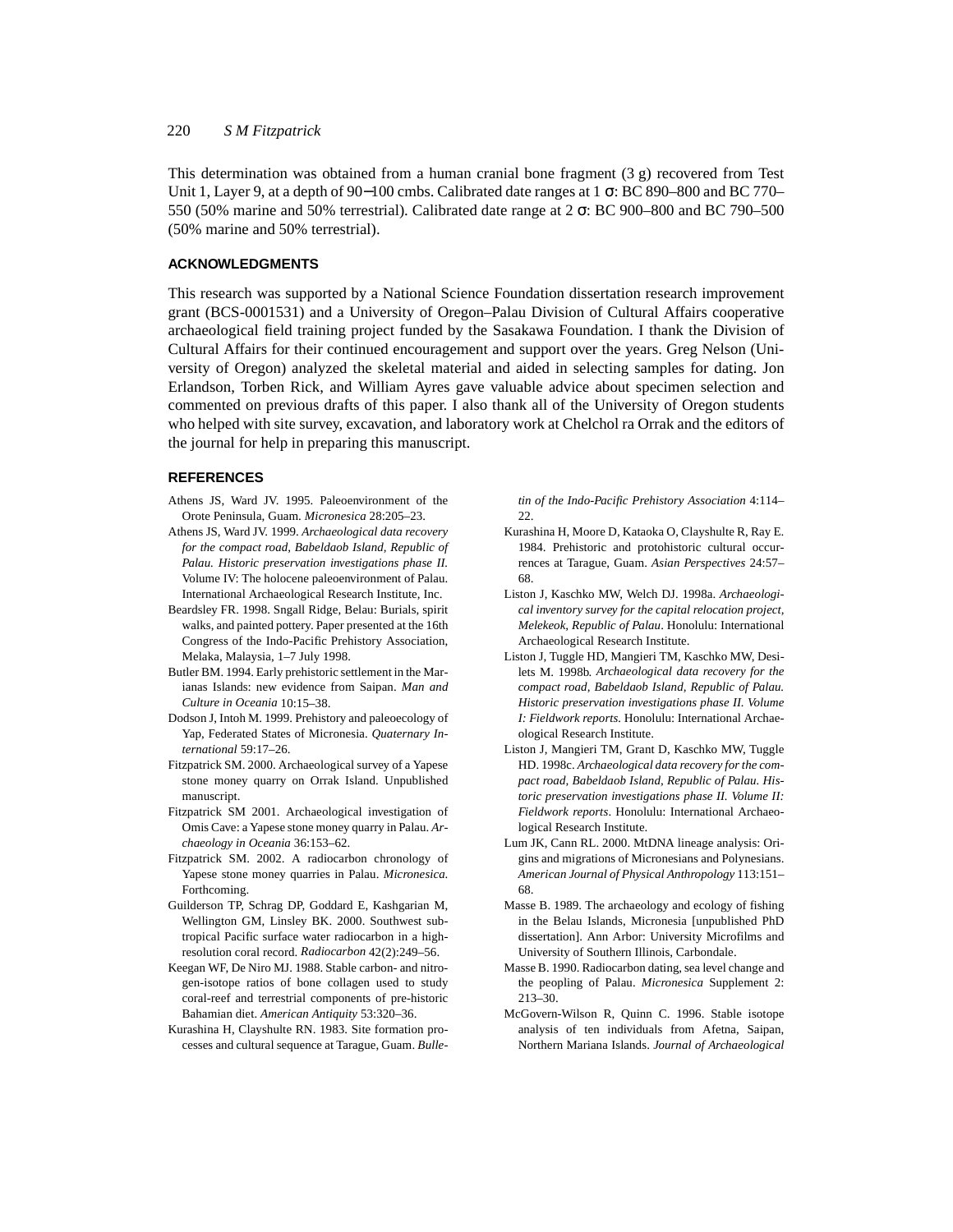This determination was obtained from a human cranial bone fragment (3 g) recovered from Test Unit 1, Layer 9, at a depth of 90–100 cmbs. Calibrated date ranges at 1 σ: BC 890–800 and BC 770–550 (50% marine and 50% terrestrial). Calibrated date range at 2 σ: BC 900–800 and BC 790–500 (50% marine and 50% terrestrial).

## ACKNOWLEDGMENTS

This research was supported by a National Science Foundation dissertation research improvement grant (BCS-0001531) and a University of Oregon–Palau Division of Cultural Affairs cooperative archaeological field training project funded by the Sasakawa Foundation. I thank the Division of Cultural Affairs for their continued encouragement and support over the years. Greg Nelson (University of Oregon) analyzed the skeletal material and aided in selecting samples for dating. Jon Erlandson, Torben Rick, and William Ayres gave valuable advice about specimen selection and commented on previous drafts of this paper. I also thank all of the University of Oregon students who helped with site survey, excavation, and laboratory work at Chelchol ra Orrak and the editors of the journal for help in preparing this manuscript.

## REFERENCES

Athens JS, Ward JV. 1995. Paleoenvironment of the Orote Peninsula, Guam. *Micronesica* 28:205–23.

Athens JS, Ward JV. 1999. *Archaeological data recovery for the compact road, Babeldaob Island, Republic of Palau. Historic preservation investigations phase II.* Volume IV: The holocene paleoenvironment of Palau. International Archaeological Research Institute, Inc.

Beardsley FR. 1998. Sngall Ridge, Belau: Burials, spirit walks, and painted pottery. Paper presented at the 16th Congress of the Indo-Pacific Prehistory Association, Melaka, Malaysia, 1–7 July 1998.

Butler BM. 1994. Early prehistoric settlement in the Marianas Islands: new evidence from Saipan. *Man and Culture in Oceania* 10:15–38.

Dodson J, Intoh M. 1999. Prehistory and paleoecology of Yap, Federated States of Micronesia. *Quaternary International* 59:17–26.

Fitzpatrick SM. 2000. Archaeological survey of a Yapese stone money quarry on Orrak Island. Unpublished manuscript.

Fitzpatrick SM 2001. Archaeological investigation of Omis Cave: a Yapese stone money quarry in Palau. *Archaeology in Oceania* 36:153–62.

Fitzpatrick SM. 2002. A radiocarbon chronology of Yapese stone money quarries in Palau. *Micronesica.* Forthcoming.

Guilderson TP, Schrag DP, Goddard E, Kashgarian M, Wellington GM, Linsley BK. 2000. Southwest subtropical Pacific surface water radiocarbon in a high-resolution coral record. *Radiocarbon* 42(2):249–56.

Keegan WF, De Niro MJ. 1988. Stable carbon- and nitrogen-isotope ratios of bone collagen used to study coral-reef and terrestrial components of pre-historic Bahamian diet. *American Antiquity* 53:320–36.

Kurashina H, Clayshulte RN. 1983. Site formation processes and cultural sequence at Tarague, Guam. *Bulletin of the Indo-Pacific Prehistory Association* 4:114–22.

Kurashina H, Moore D, Kataoka O, Clayshulte R, Ray E. 1984. Prehistoric and protohistoric cultural occurrences at Tarague, Guam. *Asian Perspectives* 24:57–68.

Liston J, Kaschko MW, Welch DJ. 1998a. *Archaeological inventory survey for the capital relocation project, Melekeok, Republic of Palau*. Honolulu: International Archaeological Research Institute.

Liston J, Tuggle HD, Mangieri TM, Kaschko MW, Desilets M. 1998b. *Archaeological data recovery for the compact road, Babeldaob Island, Republic of Palau. Historic preservation investigations phase II. Volume I: Fieldwork reports.* Honolulu: International Archaeological Research Institute.

Liston J, Mangieri TM, Grant D, Kaschko MW, Tuggle HD. 1998c. *Archaeological data recovery for the compact road, Babeldaob Island, Republic of Palau. Historic preservation investigations phase II. Volume II: Fieldwork reports*. Honolulu: International Archaeological Research Institute.

Lum JK, Cann RL. 2000. MtDNA lineage analysis: Origins and migrations of Micronesians and Polynesians. *American Journal of Physical Anthropology* 113:151–68.

Masse B. 1989. The archaeology and ecology of fishing in the Belau Islands, Micronesia [unpublished PhD dissertation]. Ann Arbor: University Microfilms and University of Southern Illinois, Carbondale.

Masse B. 1990. Radiocarbon dating, sea level change and the peopling of Palau. *Micronesica* Supplement 2: 213–30.

McGovern-Wilson R, Quinn C. 1996. Stable isotope analysis of ten individuals from Afetna, Saipan, Northern Mariana Islands. *Journal of Archaeological*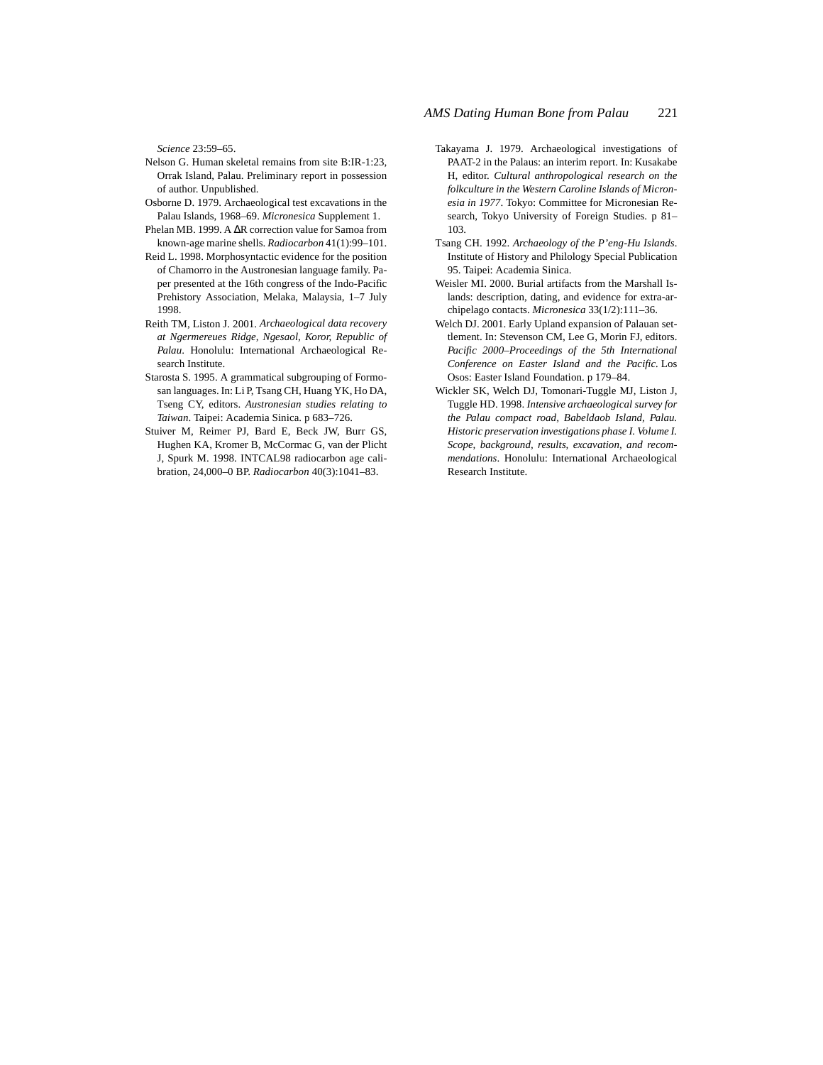*Science* 23:59–65.

Nelson G. Human skeletal remains from site B:IR-1:23, Orrak Island, Palau. Preliminary report in possession of author. Unpublished.

Osborne D. 1979. Archaeological test excavations in the Palau Islands, 1968–69. *Micronesica* Supplement 1.

Phelan MB. 1999. A ΔR correction value for Samoa from known-age marine shells. *Radiocarbon* 41(1):99–101.

Reid L. 1998. Morphosyntactic evidence for the position of Chamorro in the Austronesian language family. Paper presented at the 16th congress of the Indo-Pacific Prehistory Association, Melaka, Malaysia, 1–7 July 1998.

Reith TM, Liston J. 2001. *Archaeological data recovery at Ngermereues Ridge, Ngesaol, Koror, Republic of Palau*. Honolulu: International Archaeological Research Institute.

Starosta S. 1995. A grammatical subgrouping of Formosan languages. In: Li P, Tsang CH, Huang YK, Ho DA, Tseng CY, editors. *Austronesian studies relating to Taiwan*. Taipei: Academia Sinica. p 683–726.

Stuiver M, Reimer PJ, Bard E, Beck JW, Burr GS, Hughen KA, Kromer B, McCormac G, van der Plicht J, Spurk M. 1998. INTCAL98 radiocarbon age calibration, 24,000–0 BP. *Radiocarbon* 40(3):1041–83.

Takayama J. 1979. Archaeological investigations of PAAT-2 in the Palaus: an interim report. In: Kusakabe H, editor. *Cultural anthropological research on the folkculture in the Western Caroline Islands of Micronesia in 1977*. Tokyo: Committee for Micronesian Research, Tokyo University of Foreign Studies. p 81–103.

Tsang CH. 1992. *Archaeology of the P'eng-Hu Islands*. Institute of History and Philology Special Publication 95. Taipei: Academia Sinica.

Weisler MI. 2000. Burial artifacts from the Marshall Islands: description, dating, and evidence for extra-archipelago contacts. *Micronesica* 33(1/2):111–36.

Welch DJ. 2001. Early Upland expansion of Palauan settlement. In: Stevenson CM, Lee G, Morin FJ, editors. *Pacific 2000–Proceedings of the 5th International Conference on Easter Island and the Pacific*. Los Osos: Easter Island Foundation. p 179–84.

Wickler SK, Welch DJ, Tomonari-Tuggle MJ, Liston J, Tuggle HD. 1998. *Intensive archaeological survey for the Palau compact road, Babeldaob Island, Palau. Historic preservation investigations phase I. Volume I. Scope, background, results, excavation, and recommendations*. Honolulu: International Archaeological Research Institute.